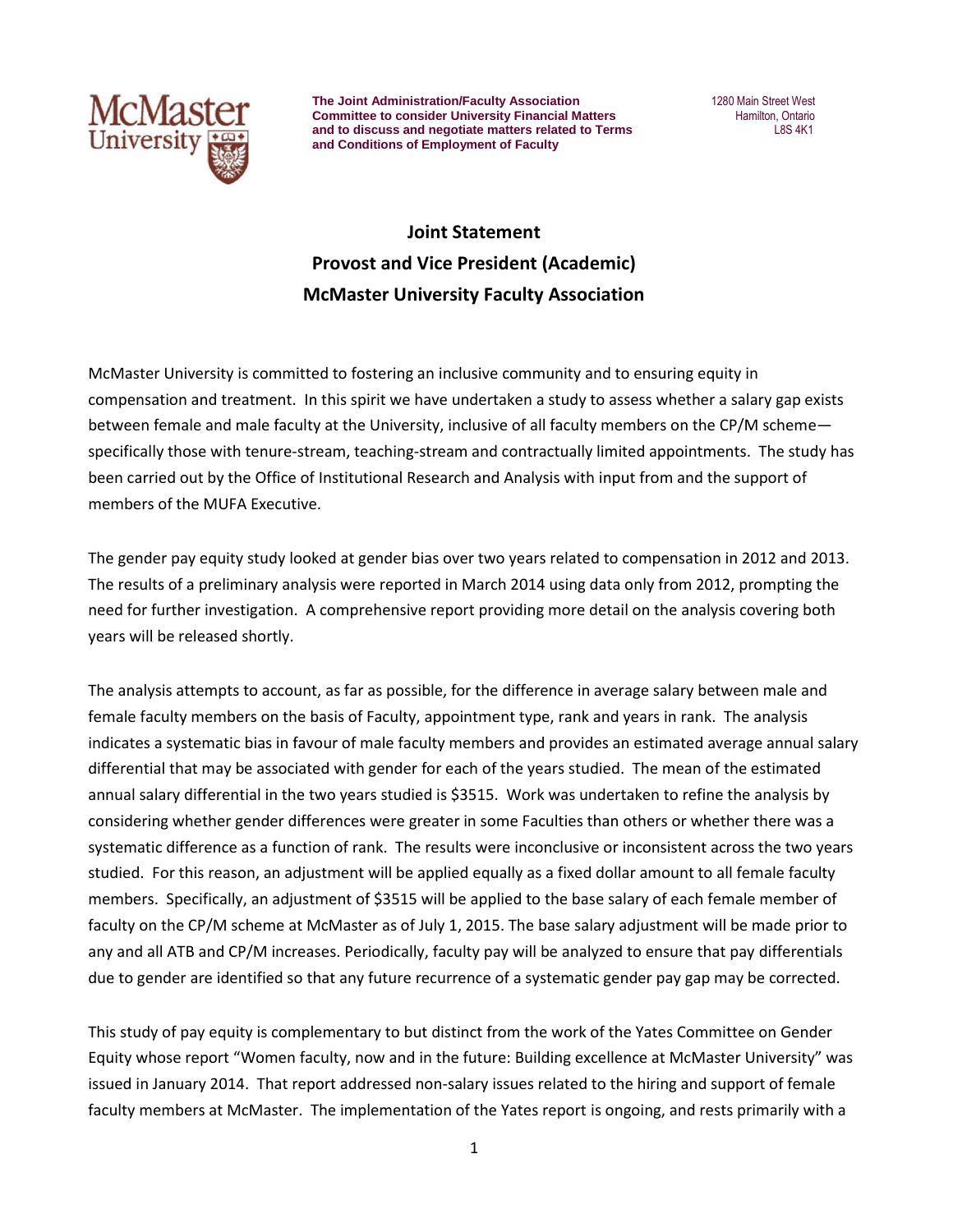**The Joint Administration/Faculty Association Committee to consider University Financial Matters and to discuss and negotiate matters related to Terms and Conditions of Employment of Faculty**

1280 Main Street West
Hamilton, Ontario
L8S 4K1

# Joint Statement
## Provost and Vice President (Academic)
## McMaster University Faculty Association

McMaster University is committed to fostering an inclusive community and to ensuring equity in compensation and treatment. In this spirit we have undertaken a study to assess whether a salary gap exists between female and male faculty at the University, inclusive of all faculty members on the CP/M scheme—specifically those with tenure-stream, teaching-stream and contractually limited appointments. The study has been carried out by the Office of Institutional Research and Analysis with input from and the support of members of the MUFA Executive.

The gender pay equity study looked at gender bias over two years related to compensation in 2012 and 2013. The results of a preliminary analysis were reported in March 2014 using data only from 2012, prompting the need for further investigation. A comprehensive report providing more detail on the analysis covering both years will be released shortly.

The analysis attempts to account, as far as possible, for the difference in average salary between male and female faculty members on the basis of Faculty, appointment type, rank and years in rank. The analysis indicates a systematic bias in favour of male faculty members and provides an estimated average annual salary differential that may be associated with gender for each of the years studied. The mean of the estimated annual salary differential in the two years studied is $3515. Work was undertaken to refine the analysis by considering whether gender differences were greater in some Faculties than others or whether there was a systematic difference as a function of rank. The results were inconclusive or inconsistent across the two years studied. For this reason, an adjustment will be applied equally as a fixed dollar amount to all female faculty members. Specifically, an adjustment of $3515 will be applied to the base salary of each female member of faculty on the CP/M scheme at McMaster as of July 1, 2015. The base salary adjustment will be made prior to any and all ATB and CP/M increases. Periodically, faculty pay will be analyzed to ensure that pay differentials due to gender are identified so that any future recurrence of a systematic gender pay gap may be corrected.

This study of pay equity is complementary to but distinct from the work of the Yates Committee on Gender Equity whose report "Women faculty, now and in the future: Building excellence at McMaster University" was issued in January 2014. That report addressed non-salary issues related to the hiring and support of female faculty members at McMaster. The implementation of the Yates report is ongoing, and rests primarily with a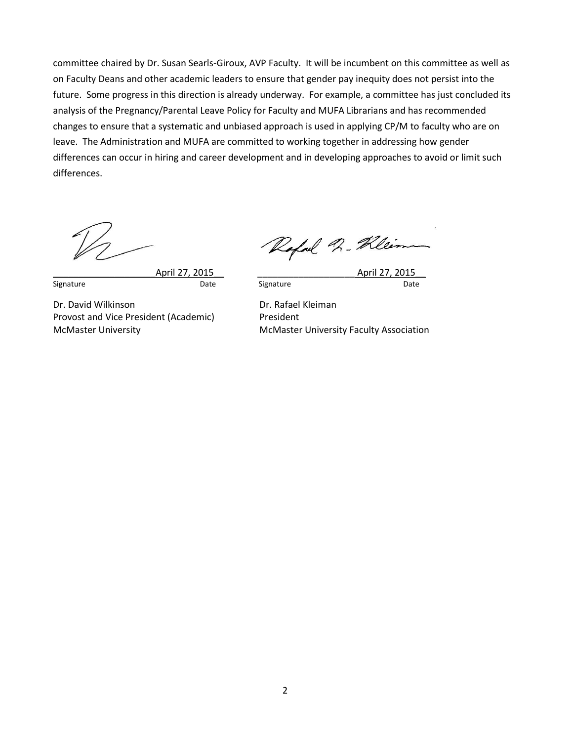committee chaired by Dr. Susan Searls-Giroux, AVP Faculty. It will be incumbent on this committee as well as on Faculty Deans and other academic leaders to ensure that gender pay inequity does not persist into the future. Some progress in this direction is already underway. For example, a committee has just concluded its analysis of the Pregnancy/Parental Leave Policy for Faculty and MUFA Librarians and has recommended changes to ensure that a systematic and unbiased approach is used in applying CP/M to faculty who are on leave. The Administration and MUFA are committed to working together in addressing how gender differences can occur in hiring and career development and in developing approaches to avoid or limit such differences.

| | |
|---|---|
| ____________________ April 27, 2015 | ____________________ April 27, 2015 |
| Signature &nbsp;&nbsp;&nbsp;&nbsp; Date | Signature &nbsp;&nbsp;&nbsp;&nbsp; Date |
| Dr. David Wilkinson | Dr. Rafael Kleiman |
| Provost and Vice President (Academic) | President |
| McMaster University | McMaster University Faculty Association |